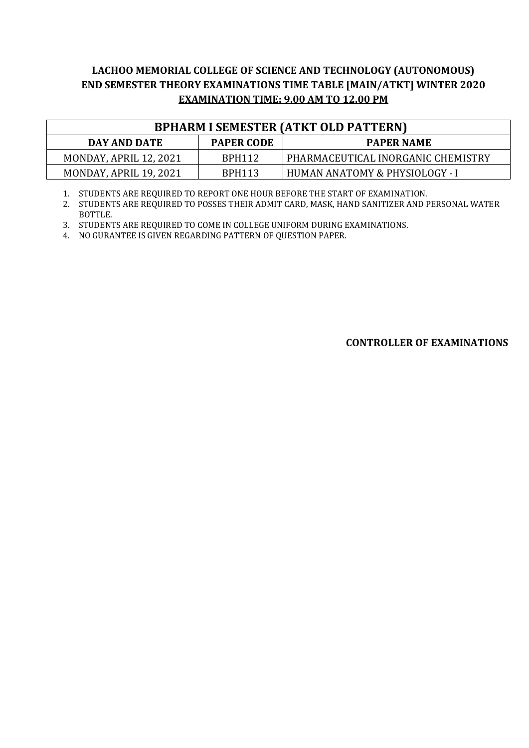**LACHOO MEMORIAL COLLEGE OF SCIENCE AND TECHNOLOGY (AUTONOMOUS)**
**END SEMESTER THEORY EXAMINATIONS TIME TABLE [MAIN/ATKT] WINTER 2020**
**EXAMINATION TIME: 9.00 AM TO 12.00 PM**

| BPHARM I SEMESTER (ATKT OLD PATTERN) | | |
|---|---|---|
| **DAY AND DATE** | **PAPER CODE** | **PAPER NAME** |
| MONDAY, APRIL 12, 2021 | BPH112 | PHARMACEUTICAL INORGANIC CHEMISTRY |
| MONDAY, APRIL 19, 2021 | BPH113 | HUMAN ANATOMY & PHYSIOLOGY - I |

1. STUDENTS ARE REQUIRED TO REPORT ONE HOUR BEFORE THE START OF EXAMINATION.
2. STUDENTS ARE REQUIRED TO POSSES THEIR ADMIT CARD, MASK, HAND SANITIZER AND PERSONAL WATER BOTTLE.
3. STUDENTS ARE REQUIRED TO COME IN COLLEGE UNIFORM DURING EXAMINATIONS.
4. NO GURANTEE IS GIVEN REGARDING PATTERN OF QUESTION PAPER.

**CONTROLLER OF EXAMINATIONS**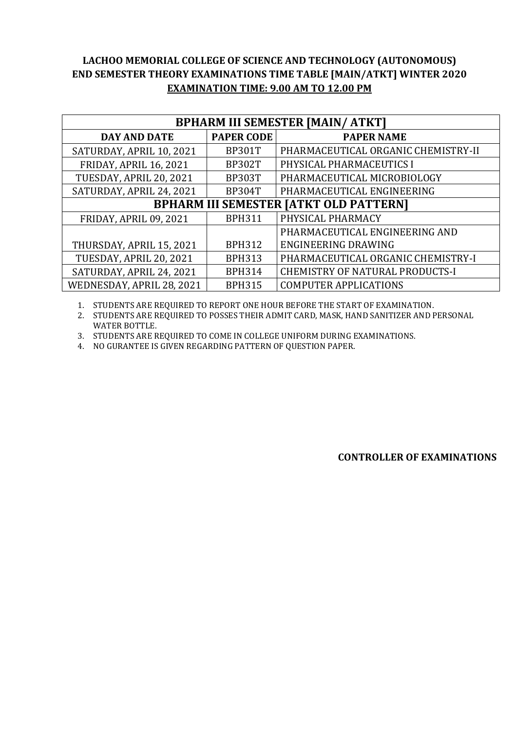**LACHOO MEMORIAL COLLEGE OF SCIENCE AND TECHNOLOGY (AUTONOMOUS)**
**END SEMESTER THEORY EXAMINATIONS TIME TABLE [MAIN/ATKT] WINTER 2020**
**EXAMINATION TIME: 9.00 AM TO 12.00 PM**

| BPHARM III SEMESTER [MAIN/ ATKT] | | |
|---|---|---|
| **DAY AND DATE** | **PAPER CODE** | **PAPER NAME** |
| SATURDAY, APRIL 10, 2021 | BP301T | PHARMACEUTICAL ORGANIC CHEMISTRY-II |
| FRIDAY, APRIL 16, 2021 | BP302T | PHYSICAL PHARMACEUTICS I |
| TUESDAY, APRIL 20, 2021 | BP303T | PHARMACEUTICAL MICROBIOLOGY |
| SATURDAY, APRIL 24, 2021 | BP304T | PHARMACEUTICAL ENGINEERING |
| **BPHARM III SEMESTER [ATKT OLD PATTERN]** | | |
| FRIDAY, APRIL 09, 2021 | BPH311 | PHYSICAL PHARMACY |
| THURSDAY, APRIL 15, 2021 | BPH312 | PHARMACEUTICAL ENGINEERING AND ENGINEERING DRAWING |
| TUESDAY, APRIL 20, 2021 | BPH313 | PHARMACEUTICAL ORGANIC CHEMISTRY-I |
| SATURDAY, APRIL 24, 2021 | BPH314 | CHEMISTRY OF NATURAL PRODUCTS-I |
| WEDNESDAY, APRIL 28, 2021 | BPH315 | COMPUTER APPLICATIONS |

1. STUDENTS ARE REQUIRED TO REPORT ONE HOUR BEFORE THE START OF EXAMINATION.
2. STUDENTS ARE REQUIRED TO POSSES THEIR ADMIT CARD, MASK, HAND SANITIZER AND PERSONAL WATER BOTTLE.
3. STUDENTS ARE REQUIRED TO COME IN COLLEGE UNIFORM DURING EXAMINATIONS.
4. NO GURANTEE IS GIVEN REGARDING PATTERN OF QUESTION PAPER.

**CONTROLLER OF EXAMINATIONS**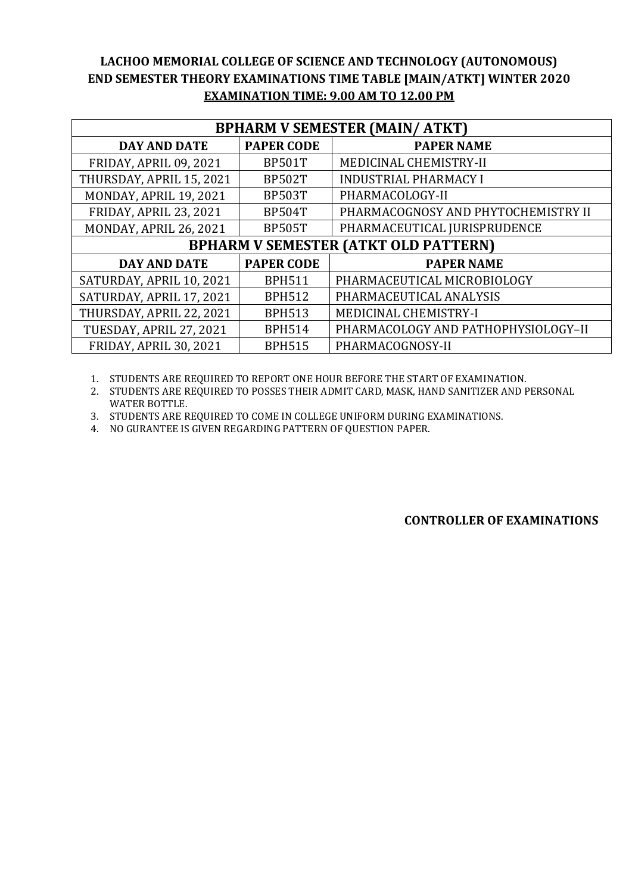**LACHOO MEMORIAL COLLEGE OF SCIENCE AND TECHNOLOGY (AUTONOMOUS)**
**END SEMESTER THEORY EXAMINATIONS TIME TABLE [MAIN/ATKT] WINTER 2020**
**EXAMINATION TIME: 9.00 AM TO 12.00 PM**

| BPHARM V SEMESTER (MAIN/ ATKT) | | |
|---|---|---|
| **DAY AND DATE** | **PAPER CODE** | **PAPER NAME** |
| FRIDAY, APRIL 09, 2021 | BP501T | MEDICINAL CHEMISTRY-II |
| THURSDAY, APRIL 15, 2021 | BP502T | INDUSTRIAL PHARMACY I |
| MONDAY, APRIL 19, 2021 | BP503T | PHARMACOLOGY-II |
| FRIDAY, APRIL 23, 2021 | BP504T | PHARMACOGNOSY AND PHYTOCHEMISTRY II |
| MONDAY, APRIL 26, 2021 | BP505T | PHARMACEUTICAL JURISPRUDENCE |
| **BPHARM V SEMESTER (ATKT OLD PATTERN)** | | |
| **DAY AND DATE** | **PAPER CODE** | **PAPER NAME** |
| SATURDAY, APRIL 10, 2021 | BPH511 | PHARMACEUTICAL MICROBIOLOGY |
| SATURDAY, APRIL 17, 2021 | BPH512 | PHARMACEUTICAL ANALYSIS |
| THURSDAY, APRIL 22, 2021 | BPH513 | MEDICINAL CHEMISTRY-I |
| TUESDAY, APRIL 27, 2021 | BPH514 | PHARMACOLOGY AND PATHOPHYSIOLOGY–II |
| FRIDAY, APRIL 30, 2021 | BPH515 | PHARMACOGNOSY-II |

1. STUDENTS ARE REQUIRED TO REPORT ONE HOUR BEFORE THE START OF EXAMINATION.
2. STUDENTS ARE REQUIRED TO POSSES THEIR ADMIT CARD, MASK, HAND SANITIZER AND PERSONAL WATER BOTTLE.
3. STUDENTS ARE REQUIRED TO COME IN COLLEGE UNIFORM DURING EXAMINATIONS.
4. NO GURANTEE IS GIVEN REGARDING PATTERN OF QUESTION PAPER.

**CONTROLLER OF EXAMINATIONS**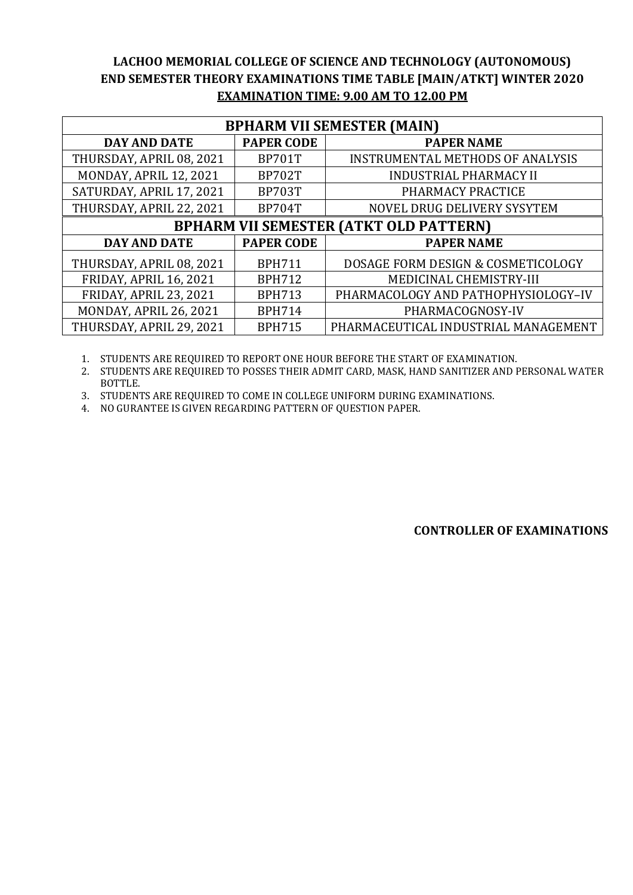**LACHOO MEMORIAL COLLEGE OF SCIENCE AND TECHNOLOGY (AUTONOMOUS)**
**END SEMESTER THEORY EXAMINATIONS TIME TABLE [MAIN/ATKT] WINTER 2020**
**EXAMINATION TIME: 9.00 AM TO 12.00 PM**

| BPHARM VII SEMESTER (MAIN) | | |
|---|---|---|
| **DAY AND DATE** | **PAPER CODE** | **PAPER NAME** |
| THURSDAY, APRIL 08, 2021 | BP701T | INSTRUMENTAL METHODS OF ANALYSIS |
| MONDAY, APRIL 12, 2021 | BP702T | INDUSTRIAL PHARMACY II |
| SATURDAY, APRIL 17, 2021 | BP703T | PHARMACY PRACTICE |
| THURSDAY, APRIL 22, 2021 | BP704T | NOVEL DRUG DELIVERY SYSYTEM |

| BPHARM VII SEMESTER (ATKT OLD PATTERN) | | |
|---|---|---|
| **DAY AND DATE** | **PAPER CODE** | **PAPER NAME** |
| THURSDAY, APRIL 08, 2021 | BPH711 | DOSAGE FORM DESIGN & COSMETICOLOGY |
| FRIDAY, APRIL 16, 2021 | BPH712 | MEDICINAL CHEMISTRY-III |
| FRIDAY, APRIL 23, 2021 | BPH713 | PHARMACOLOGY AND PATHOPHYSIOLOGY–IV |
| MONDAY, APRIL 26, 2021 | BPH714 | PHARMACOGNOSY-IV |
| THURSDAY, APRIL 29, 2021 | BPH715 | PHARMACEUTICAL INDUSTRIAL MANAGEMENT |

1. STUDENTS ARE REQUIRED TO REPORT ONE HOUR BEFORE THE START OF EXAMINATION.
2. STUDENTS ARE REQUIRED TO POSSES THEIR ADMIT CARD, MASK, HAND SANITIZER AND PERSONAL WATER BOTTLE.
3. STUDENTS ARE REQUIRED TO COME IN COLLEGE UNIFORM DURING EXAMINATIONS.
4. NO GURANTEE IS GIVEN REGARDING PATTERN OF QUESTION PAPER.

**CONTROLLER OF EXAMINATIONS**